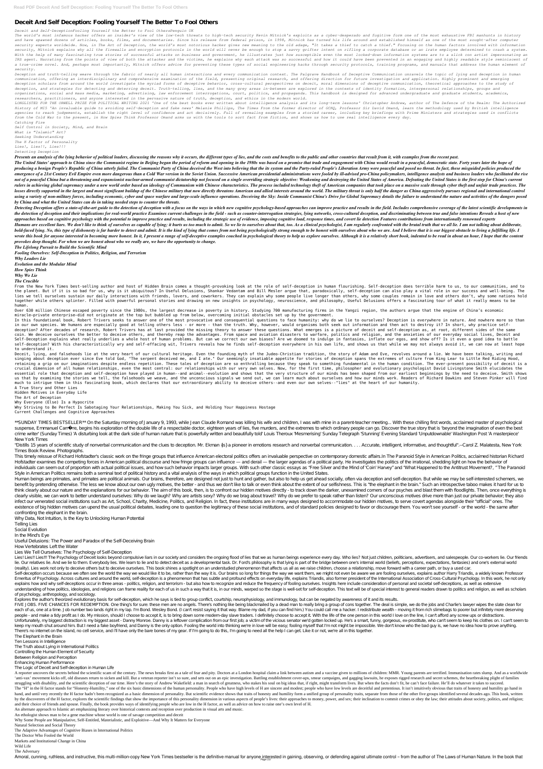# Deceit And Self Deception: Fooling Yourself The Better To Fool Others

*Deceit and Self-DeceptionFooling Yourself the Better to Fool OthersPenguin UK*

*The world's most infamous hacker offers an insider's view of the low-tech threats to high-tech security Kevin Mitnick's exploits as a cyber-desperado and fugitive form one of the most exhaustive FBI manhunts in history and have spawned dozens of articles, books, films, and documentaries. Since his release from federal prison, in 1998, Mitnick has turned his life around and established himself as one of the most sought-after computer security experts worldwide. Now, in The Art of Deception, the world's most notorious hacker gives new meaning to the old adage, "It takes a thief to catch a thief." Focusing on the human factors involved with information security, Mitnick explains why all the firewalls and encryption protocols in the world will never be enough to stop a savvy grifter intent on rifling a corporate database or an irate employee determined to crash a system. With the help of many fascinating true stories of successful attacks on business and government, he illustrates just how susceptible even the most locked-down information systems are to a slick con artist impersonating an IRS agent. Narrating from the points of view of both the attacker and the victims, he explains why each attack was so successful and how it could have been prevented in an engaging and highly readable style reminiscent of a true-crime novel. And, perhaps most importantly, Mitnick offers advice for preventing these types of social engineering hacks through security protocols, training programs, and manuals that address the human element of security.*

*Deception and truth-telling weave through the fabric of nearly all human interactions and every communication context. The Palgrave Handbook of Deceptive Communication unravels the topic of lying and deception in human communication, offering an interdisciplinary and comprehensive examination of the field, presenting original research, and offering direction for future investigation and application. Highly prominent and emerging deception scholars from around the world investigate the myriad forms of deceptive behavior, cross-cultural perspectives on deceit, moral dimensions of deceptive communication, theoretical approaches to the study of deception, and strategies for detecting and deterring deceit. Truth-telling, lies, and the many grey areas in-between are explored in the contexts of identity formation, interpersonal relationships, groups and organizations, social and mass media, marketing, advertising, law enforcement interrogations, court, politics, and propaganda. This handbook is designed for advanced undergraduate and graduate students, academics, researchers, practitioners, and anyone interested in the pervasive nature of truth, deception, and ethics in the modern world.*

*LONGLISTED FOR THE ORWELL PRIZE FOR POLITICAL WRITING 2021 'One of the best books ever written about intelligence analysis and its long-term lessons' Christopher Andrew, author of The Defence of the Realm: The Authorized History of MI5 'An invaluable guide to avoiding self-deception and fake news' Melanie Phillips, The Times From the former director of GCHQ, Professor Sir David Omand, learn the methodology used by British intelligence agencies to reach judgements, establish the right level of confidence and act decisively. Full of revealing examples from a storied career, including key briefings with Prime Ministers and strategies used in conflicts from the Cold War to the present, in How Spies Think Professor Omand arms us with the tools to sort fact from fiction, and shows us how to use real intelligence every day.*

*Catching Fire*
*Self Control in Society, Mind, and Brain*
*What is "Islamic" Art?*
*Seeking Understanding*
*The H Factor of Personality*
*Lies!, Lies!!, Lies!!!*
*Detecting Deception*

***Presents an analysis of the lying behavior of political leaders, discussing the reasons why it occurs, the different types of lies, and the costs and benefits to the public and other countries that result from it, with examples from the recent past.***

***The United States' approach to China since the Communist regime in Beijing began the period of reform and opening in the 1980s was based on a promise that trade and engagement with China would result in a peaceful, democratic state. Forty years later the hope of producing a benign People's Republic of China utterly failed. The Communist Party of China deceived the West into believing that the its system and the Party-ruled People's Liberation Army were peaceful and posed no threat. In fact, these misguided policies produced the emergence of a 21st Century Evil Empire even more dangerous than a Cold War version in the Soviet Union. Successive American presidential administrations were fooled by ill-advised pro-China policymakers, intelligence analysts and business leaders who facilitated the rise not of a peaceful China but a threatening and expansionist nuclear-armed communist dictatorship not focused on a single overriding strategic objective: Weakening and destroying the United States of America. Defeating the United States is the first step for China's current rulers in achieving global supremacy under a new world order based an ideology of Communism with Chinese characteristics. The process included technology theft of American companies that took place on a massive scale through cyber theft and unfair trade practices. The losses directly supported in the largest and most significant buildup of the Chinese military that now directly threatens American and allied interests around the world. The military threat is only half the danger as China aggressively pursues regional and international control using a variety of non-military forces, including economic, cyber and space warfare and large-scale influence operations. Deceiving the Sky: Inside Communist China's Drive for Global Supremacy details the failure to understand the nature and activities of the dangers posed by China and what the United States can do in taking needed steps to counter the threats.***

***Detecting Deception offers a state-of-the-art guide to the detection of deception with a focus on the ways in which new cognitive psychology-based approaches can improve practice and results in the field. Includes comprehensive coverage of the latest scientific developments in the detection of deception and their implications for real-world practice Examines current challenges in the field - such as counter-interrogation strategies, lying networks, cross-cultural deception, and discriminating between true and false intentions Reveals a host of new approaches based on cognitive psychology with the potential to improve practice and results, including the strategic use of evidence, imposing cognitive load, response times, and covert lie detection Features contributions from internationally renowned experts Humans are excellent liars. We don't like to think of ourselves as capable of lying; it hurts us too much to admit. So we lie to ourselves about that, too. As a clinical psychologist, I am regularly confronted with the brutal truth that we all lie. I am not talking about deliberate, bold-faced lying. No, this type of dishonesty is far harder to detect and admit. It is the kind of lying that comes from not being psychologically strong enough to be honest with ourselves about who we are. And I believe that it is our biggest obstacle to living a fulfilling life. I wrote this book for anyone interested in becoming more honest. In it, I present a range of self-deceptive examples couched in psychological theory to help us explore ourselves. Although it is a relatively short book, indented to be read in about an hour, I hope that the content provokes deep thought. For when we are honest about who we really are, we have the opportunity to change.***

***The Lifelong Pursuit to Build the Scientific Mind***
***Fooling Ourselves: Self-Deception in Politics, Religion, and Terrorism***
***Why Leaders Lie***
***Evolution and the Modular Mind***
***How Spies Think***
***Why We Lie***
***The Crucible***

From the New York Times best-selling author and host of Hidden Brain comes a thought-provoking look at the role of self-deception in human flourishing. Self-deception does terrible harm to us, to our communities, and to the planet. But if it is so bad for us, why is it ubiquitous? In Useful Delusions, Shankar Vedantam and Bill Mesler argue that, paradoxically, self-deception can also play a vital role in our success and well-being. The lies we tell ourselves sustain our daily interactions with friends, lovers, and coworkers. They can explain why some people live longer than others, why some couples remain in love and others don't, why some nations hold together while others splinter. Filled with powerful personal stories and drawing on new insights in psychology, neuroscience, and philosophy, Useful Delusions offers a fascinating tour of what it really means to be human.

Over 630 million Chinese escaped poverty since the 1980s, the largest decrease in poverty in history. Studying 700 manufacturing firms in the Yangzi region, the authors argue that the engine of China's economic miracle—private enterprise—did not originate at the top but bubbled up from below, overcoming initial obstacles set up by the government.

In this foundational book, Robert Trivers seeks to answer one of the most provocative and consequential questions to face humanity: why do we lie to ourselves? Deception is everywhere in nature. And nowhere more so than in our own species. We humans are especially good at telling others less - or more - than the truth. Why, however, would organisms both seek out information and then act to destroy it? In short, why practice self-deception? After decades of research, Robert Trivers has at last provided the missing theory to answer these questions. What emerges is a picture of deceit and self-deception as, at root, different sides of the same coin. We deceive ourselves the better to deceive others, and thereby reap the advantages. From space and aviation disasters to warfare, politics and religion, and the anxieties of our everyday social lives, Deceit and Self-Deception explains what really underlies a whole host of human problems. But can we correct our own biases? Are we doomed to indulge in fantasies, inflate our egos, and show off? Is it even a good idea to battle self-deception? With his characteristically wry and self-effacing wit, Trivers reveals how he finds self-deception everywhere in his own life, and shows us that while we may not always avoid it, we can now at least hope to understand it.

Deceit, lying, and falsehoods lie at the very heart of our cultural heritage. Even the founding myth of the Judeo-Christian tradition, the story of Adam and Eve, revolves around a lie. We have been talking, writing and singing about deception ever since Eve told God, "The serpent deceived me, and I ate." Our seemingly insatiable appetite for stories of deception spans the extremes of culture from King Lear to Little Red Riding Hood, retaining a grip on our imaginations despite endless repetition. These tales of deception are so enthralling because they speak to something fundamental in the human condition. The ever-present possibility of deceit is a crucial dimension of all human relationships, even the most central: our relationships with our very own selves. Now, for the first time, philosopher and evolutionary psychologist David Livingstone Smith elucidates the essential role that deception and self-deception have played in human--and animal--evolution and shows that the very structure of our minds has been shaped from our earliest beginnings by the need to deceive. Smith shows us that by examining the stories we tell, the falsehoods we weave, and the unconscious signals we send out, we can learn much about ourselves and how our minds work. Readers of Richard Dawkins and Steven Pinker will find much to intrigue them in this fascinating book, which declares that our extraordinary ability to deceive others--and even our own selves--"lies" at the heart of our humanity.

A True Story and Other Lies
Hidden Motives in Everyday Life
The Art of Deception
Why Everyone (Else) Is a Hypocrite
Why Striving to Be Perfect Is Sabotaging Your Relationships, Making You Sick, and Holding Your Happiness Hostage
Current Challenges and Cognitive Approaches

\*\*SUNDAY TIMES BESTSELLER\*\* On the Saturday morning of January 9, 1993, while Jean Claude Romand was killing his wife and children, I was with mine in a parent-teacher meeting... With these chilling first words, acclaimed master of psychological suspense, Emmanuel Carrère, begins his exploration of the double life of a respectable doctor, eighteen years of lies, five murders, and the extremes to which ordinary people can go. Discover the true story that is 'beyond the imagination of even the best crime writer' (Sunday Times) 'A disturbing look at the dark side of human nature that is powerfully written and beautifully told' Louis Theroux 'Mesmerising' Sunday Telegraph 'Stunning' Evening Standard 'Unputdownable' Washington Post 'A masterpiece' New York Times

"Distills 15 years of scientific study of nonverbal communication and the clues to deception. Mr. Ekman {is} a pioneer in emotions research and nonverbal communication. . . . Accurate, intelligent, informative, and thoughtful".--Carol Z. Malatesta, New York Times Book Review. Photographs.

This timely reissue of Richard Hofstadter's classic work on the fringe groups that influence American electoral politics offers an invaluable perspective on contemporary domestic affairs.In The Paranoid Style in American Politics, acclaimed historian Richard Hofstadter examines the competing forces in American political discourse and how fringe groups can influence — and derail — the larger agendas of a political party. He investigates the politics of the irrational, shedding light on how the behavior of individuals can seem out of proportion with actual political issues, and how such behavior impacts larger groups. With such other classic essays as "Free Silver and the Mind of 'Coin' Harvey" and "What Happened to the Antitrust Movement?, " The Paranoid Style in American Politics remains both a seminal text of political history and a vital analysis of the ways in which political groups function in the United States.

Human beings are primates, and primates are political animals. Our brains, therefore, are designed not just to hunt and gather, but also to help us get ahead socially, often via deception and self-deception. But while we may be self-interested schemers, we benefit by pretending otherwise. The less we know about our own ugly motives, the better - and thus we don't like to talk or even think about the extent of our selfishness. This is "the elephant in the brain." Such an introspective taboo makes it hard for us to think clearly about our nature and the explanations for our behavior. The aim of this book, then, is to confront our hidden motives directly - to track down the darker, unexamined corners of our psyches and blast them with floodlights. Then, once everything is clearly visible, we can work to better understand ourselves: Why do we laugh? Why are artists sexy? Why do we brag about travel? Why do we prefer to speak rather than listen? Our unconscious motives drive more than just our private behavior; they also infect our venerated social institutions such as Art, School, Charity, Medicine, Politics, and Religion. In fact, these institutions are in many ways designed to accommodate our hidden motives, to serve covert agendas alongside their "official" ones. The existence of big hidden motives can upend the usual political debates, leading one to question the legitimacy of these social institutions, and of standard policies designed to favor or discourage them. You won't see yourself - or the world - the same after confronting the elephant in the brain.

Why Data, Not Intuition, Is the Key to Unlocking Human Potential
Telling Lies
Social Evolution
In the Mind's Eye
Useful Delusions: The Power and Paradox of the Self-Deceiving Brain
How Vertebrates Left the Water
Lies We Tell Ourselves: The Psychology of Self-Deception

Lies! Lies!! Lies!!! The Psychology of Deceit looks beyond compulsive liars in our society and considers the ongoing flood of lies that we as human beings experience every day. Who lies? Not just children, politicians, advertisers, and salespeople. Our co-workers lie. Our friends lie. Our relatives lie. And we lie to them. Everybody lies. We learn to lie and to detect deceit as a developmental task. Dr. Ford's philosophy is that lying is part of the bridge between one's internal world (beliefs, perceptions, expectations, fantasies) and one's external world (reality). Lies work not only to deceive others but to deceive ourselves. This book shines a spotlight on an understudied phenomenon that affects us all as we raise children, choose a relationship, move forward with a career path, or buy a used car.

Self-deception occurs because we often see the world the way we would like it to be, rather than the way it is. Our brains so long for things the way we want them, we might not even be aware we are fooling ourselves, explains author Harry Triandis, a widely known Professor Emeritus of Psychology. Across cultures and around the world, self-deception is a phenomenon that has subtle and profound effects on everyday life, explains Triandis, also former president of the International Association for Cross-Cultural Psychology. In this work, he not only explains how and why self-deceptions occur in three areas - politics, religion, and terrorism - but also how to recognize and reduce the frequency of fooling ourselves. Insights here include consideration of personal and societal self-deceptions, as well as extensive understanding of how politics, ideologies, and religions can frame reality for each of us in such a way that it is, in our minds, warped so the stage is well-set for self-deception. This text will be of special interest to general readers drawn to politics and religion, as well as scholars of psychology, anthropology, and sociology.

Explores the author's theorized evolutionary basis for self-deception, which he says is tied to group conflict, courtship, neurophysiology, and immunology, but can be negated by awareness of it and its results.

FIVE JOBS. FIVE CHANCES FOR REDEMPTION. One thing's for sure: these men are no angels. There's nothing like being blackmailed by a dead man to really bring a group of cons together. The deal is simple, we do the jobs and Charlie's lawyer wipes the slate clean for each of us, one at a time. Job number two lands right in my lap. I'm Bond. Wesley Bond. (I can't resist saying it that way. Blame my dad, if you can find him.) You could call me a hacker. I redistribute wealth - moving it from rich slimebags to poorer but infinitely more deserving people - and make a tidy profit as I do. My mission, should I choose to accept it, is to bring down some modern-day slave traders. I definitely choose to accept it. With the life of the one person in this world I love on the line, I can't afford any screw ups or distractions. Unfortunately, my biggest distraction is my biggest asset - Danny Monroe. Danny is a leftover complication from our first job; a victim of the vicious senator we'd gotten locked up. He's a smart, funny, gorgeous, ex-prostitute, who can't seem to keep his clothes on. I can't seem to keep my mouth shut around him. But I need a fake boyfriend, and Danny is the only option. Fooling the world into thinking we're in love will be easy; fooling myself that I'm not might be impossible. We don't know who the bad guy is, we have no idea how to prove anything. There's no internet on the island, no cell service, and I'll have only the bare bones of my gear. If I'm going to do this, I'm going to need all the help I can get. Like it or not, we're all in this together.

The Elephant in the Brain
Ten Lessons in Intelligence
The Truth about Lying in International Politics
Controlling the Human Element of Security
Between Religion and Perception
Enhancing Human Performance
The Logic of Deceit and Self-deception in Human Life

A reporter uncovers the secrets behind the scientific scam of the century. The news breaks first as a tale of fear and pity. Doctors at a London hospital claim a link between autism and a vaccine given to millions of children: MMR. Young parents are terrified. Immunisation rates slump. And as a worldwide 'anti-vax' movement kicks off, old diseases return to sicken and kill. But a veteran reporter isn't so sure, and sets out on an epic investigation. Battling establishment cover-ups, smear campaigns, and gagging lawsuits, he exposes rigged research and secret schemes, the heartbreaking plight of families struggling with disability, and the scientific deception of our time. Here's the story of Andrew Wakefield: a man in search of greatness, who stakes his soul on big ideas that, if right, might transform lives. But when the facts don't fit, he can't face failure. He'll do whatever it takes to succeed.

The "H" in the H factor stands for "Honesty-Humility," one of the six basic dimensions of the human personality. People who have high levels of H are sincere and modest; people who have low levels are deceitful and pretentious. It isn't intuitively obvious that traits of honesty and humility go hand in hand, and until very recently the H factor hadn't been recognized as a basic dimension of personality. But scientific evidence shows that traits of honesty and humility form a unified group of personality traits, separate from those of the other five groups identified several decades ago. This book, written by the discoverers of the H factor, explores the scientific findings that show the importance of this personality dimension in various aspects of people's lives: their approaches to money, power, and sex; their inclination to commit crimes or obey the law; their attitudes about society, politics, and religion; and their choice of friends and spouse. Finally, the book provides ways of identifying people who are low in the H factor, as well as advice on how to raise one's own level of H.

An alternate approach to Islamic art emphasizing literary over historical contexts and reception over production in visual arts and music.

An ethologist shows man to be a gene machine whose world is one of savage competition and deceit

Why Some People are Manipulative, Self-Entitled, Materialistic, and Exploitive—And Why It Matters for Everyone
Natural Selection and Social Theory
The Adaptive Advantages of Cognitive Biases in International Politics
The Doctor Who Fooled the World
Markets and Institutional Change in China
Wild Life
The Adversary

Amoral, cunning, ruthless, and instructive, this multi-million-copy New York Times bestseller is the definitive manual for anyone interested in gaining, observing, or defending against ultimate control – from the author of The Laws of Human Nature. In the book that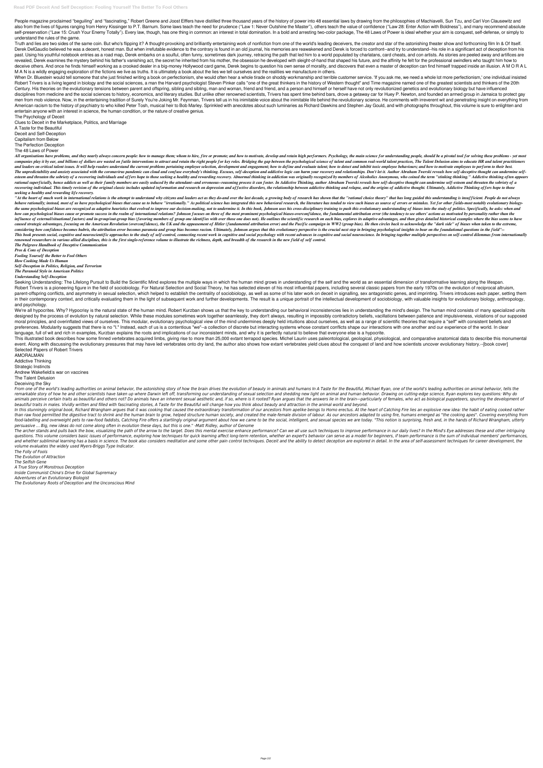People magazine proclaimed "beguiling" and "fascinating," Robert Greene and Joost Elffers have distilled three thousand years of the history of power into 48 essential laws by drawing from the philosophies of Machiavelli, Sun Tzu, and Carl Von Clausewitz and also from the lives of figures ranging from Henry Kissinger to P.T. Barnum. Some laws teach the need for prudence ("Law 1: Never Outshine the Master"), others teach the value of confidence ("Law 28: Enter Action with Boldness"), and many recommend absolute self-preservation ("Law 15: Crush Your Enemy Totally"). Every law, though, has one thing in common: an interest in total domination. In a bold and arresting two-color package, The 48 Laws of Power is ideal whether your aim is conquest, self-defense, or simply to understand the rules of the game.

Truth and lies are two sides of the same coin. But who's flipping it? A thought-provoking and brilliantly entertaining work of nonfiction from one of the world's leading deceivers, the creator and star of the astonishing theater show and forthcoming film In & Of Itself. Derek DelGaudio believed he was a decent, honest man. But when irrefutable evidence to the contrary is found in an old journal, his memories are reawakened and Derek is forced to confront--and try to understand--his role in a significant act of deception from his past. Using his youthful notebook entries as a road map, Derek embarks on a soulful, often funny, sometimes dark journey, retracing the path that led him to a world populated by charlatans, card cheats, and con artists. As stories are peeled away and artifices are revealed, Derek examines the mystery behind his father's vanishing act, the secret he inherited from his mother, the obsession he developed with sleight-of-hand that shaped his future, and the affinity he felt for the professional swindlers who taught him how to deceive others. And once he finds himself working as a crooked dealer in a big-money Hollywood card game, Derek begins to question his own sense of morality, and discovers that even a master of deception can find himself trapped inside an illusion. A M O R A L M A N is a wildly engaging exploration of the fictions we live as truths. It is ultimately a book about the lies we tell ourselves and the realities we manufacture in others.

When Dr. Bluestein would tell someone that she just finished writing a book on perfectionism, she would often hear a whole tirade on shoddy workmanship and terrible customer service. 'If you ask me, we need a whole lot more perfectionism,' one individual insisted Robert Trivers is a living legend in biology and the social sciences, a man the Harvard psychologist Steven Pinker calls "one of the great thinkers in the history of Western thought" and Time magazine named one of the greatest scientists and thinkers of the 20th Century. His theories on the evolutionary tensions between parent and offspring, sibling and sibling, man and woman, friend and friend, and a person and himself or herself have not only revolutionized genetics and evolutionary biology but have influenced disciplines from medicine and the social sciences to history, economics, and literary studies. But unlike other renowned scientists, Trivers has spent time behind bars, drove a getaway car for Huey P. Newton, and founded an armed group in Jamaica to protect gay men from mob violence. Now, in the entertaining tradition of Surely You're Joking Mr. Feynman, Trivers tell us in his inimitable voice about the inimitable life behind the revolutionary science. He comments with irreverent wit and penetrating insight on everything from American racism to the history of psychiatry to who killed Peter Tosh, musical heir to Bob Marley. Sprinkled with anecdotes about such luminaries as Richard Dawkins and Stephen Jay Gould, and with photographs throughout, this volume is sure to enlighten and entertain anyone with an interest in science, the human condition, or the nature of creative genius.

The Psychology of Deceit
Clues to Deceit in the Marketplace, Politics, and Marriage
A Taste for the Beautiful
Deceit and Self-Deception
Capitalism from Below
The Perfection Deception
The 48 Laws of Power

*All organisations have problems, and they nearly always concern people: how to manage them; whom to hire, fire or promote; and how to motivate, develop and retain high performers. Psychology, the main science for understanding people, should be a pivotal tool for solving these problems - yet most companies play it by ear, and billions of dollars are wasted on futile interventions to attract and retain the right people for key roles. Bridging the gap between the psychological science of talent and common real-world talent practices, The Talent Delusion aims to educate HR and talent practitioners and leaders on critical talent issues. It will help readers understand the current problems pertaining employee selection, development and engagement; how to define and evaluate talent; how to detect and inhibit toxic employee behaviours; and how to motivate employees to perform to their best. The unpredictability and anxiety associated with the coronavirus pandemic can cloud and confuse everybody's thinking. Excuses, self-deception and addictive logic can harm your recovery and relationships. Don't let it. Author Abraham Twerski reveals how self-deceptive thought can undermine self-esteem and threaten the sobriety of a recovering individuals and offers hope to those seeking a healthy and rewarding recovery. Abnormal thinking in addiction was originally recognized by members of Alcoholics Anonymous, who coined the term "stinking thinking." Addictive thinking often appears rational superficially, hence addicts as well as their family members are easily seduced by the attendant--and erroneous--reasoning process it can foster. In Addictive Thinking, author Abraham Twerski reveals how self-deceptive thought can undermine self-esteem and threaten the sobriety of a recovering individual. This timely revision of the original classic includes updated information and research on depression and affective disorders, the relationship between addictive thinking and relapse, and the origins of addictive thought. Ultimately, Addictive Thinking offers hope to those seeking a healthy and rewarding life recovery.*

*"At the heart of much work in international relations is the attempt to understand why citizens and leaders act as they do-and over the last decade, a growing body of research has shown that the "rational choice theory" that has long guided this understanding is insufficient. People do not always behave rationally; instead, most of us have psychological biases that cause us to behave "irrationally." As political science has integrated this new behavioral research, the literature has tended to view such biases as source of errors or mistakes. Yet for other fields-most notably evolutionary biology-the same psychological biases are recognized as adaptive heuristics that evolved to improve our decision-making, not to undermine it. In this book, Johnson uses his cross-disciplinary training to push this evolutionary understanding of biases into the study of politics. Specifically, he asks: when and how can psychological biases cause or promote success in the realm of international relations? Johnson focuses on three of the most prominent psychological biases-overconfidence, the fundamental attribution error (the tendency to see others' actions as motivated by personality rather than the influence of external/situational factors) and in-group/out-group bias (favoring members of group one identifies with over those one does not). He outlines the scientific research on each bias, explores its adaptive advantages, and then gives detailed historical examples where the bias seems to have caused strategic advantages, focusing on the American Revolution (overconfidence), the UK and the appeasement of Hitler (fundamental attribution error) and the Pacific campaign in WW2 (group bias). He then circles back to acknowledge the "dark side" of biases when taken to the extreme, considering how confidence becomes hubris, the attribution error becomes paranoia and group bias becomes racism. Ultimately, Johnson argues that this evolutionary perspective is the crucial next step in bringing psychological insights to bear on the foundational questions in the field"--*

*This book presents social, cognitive and neuroscientific approaches to the study of self-control, connecting recent work in cognitive and social psychology with recent advances in cognitive and social neuroscience. In bringing together multiple perspectives on self-control dilemmas from internationally renowned researchers in various allied disciplines, this is the first single-reference volume to illustrate the richness, depth, and breadth of the research in the new field of self control.*

*The Palgrave Handbook of Deceptive Communication*
*Pros & Cons of Deception*
*Fooling Yourself the Better to Fool Others*
*How Cooking Made Us Human*
*Self-Deception in Politics, Religion, and Terrorism*
*The Paranoid Style in American Politics*
*Understanding Self-Deception*

Seeking Understanding: The Lifelong Pursuit to Build the Scientific Mind explores the multiple ways in which the human mind grows in understanding of the self and the world as an essential dimension of transformative learning along the lifespan. Robert Trivers is a pioneering figure in the field of sociobiology. For Natural Selection and Social Theory, he has selected eleven of his most influential papers, including several classic papers from the early 1970s on the evolution of reciprocal altruism, parent-offspring conflicts, and asymmetry in sexual selection, which helped to establish the centrality of sociobiology, as well as some of his later work on deceit in signalling, sex antagonistic genes, and imprinting. Trivers introduces each paper, setting them in their contemporary context, and critically evaluating them in the light of subsequent work and further developments. The result is a unique portrait of the intellectual development of sociobiology, with valuable insights for evolutionary biology, anthropology, and psychology.

We're all hypocrites. Why? Hypocrisy is the natural state of the human mind. Robert Kurzban shows us that the key to understanding our behavioral inconsistencies lies in understanding the mind's design. The human mind consists of many specialized units designed by the process of evolution by natural selection. While these modules sometimes work together seamlessly, they don't always, resulting in impossibly contradictory beliefs, vacillations between patience and impulsiveness, violations of our supposed moral principles, and overinflated views of ourselves. This modular, evolutionary psychological view of the mind undermines deeply held intuitions about ourselves, as well as a range of scientific theories that require a "self" with consistent beliefs and preferences. Modularity suggests that there is no "I." Instead, each of us is a contentious "we"--a collection of discrete but interacting systems whose constant conflicts shape our interactions with one another and our experience of the world. In clear language, full of wit and rich in examples, Kurzban explains the roots and implications of our inconsistent minds, and why it is perfectly natural to believe that everyone else is a hypocrite.

This illustrated book describes how some finned vertebrates acquired limbs, giving rise to more than 25,000 extant terrapod species. Michel Laurin uses paleontological, geological, physiological, and comparative anatomical data to describe this monumental event. Along with discussing the evolutionary pressures that may have led vertebrates onto dry land, the author also shows how extant vertebrates yield clues about the conquest of land and how scientists uncover evolutionary history.--[book cover]

Selected Papers of Robert Trivers
AMORALMAN
Addictive Thinking
Strategic Instincts
Andrew Wakefield's war on vaccines
The Talent Delusion
Deceiving the Sky

*From one of the world's leading authorities on animal behavior, the astonishing story of how the brain drives the evolution of beauty in animals and humans In A Taste for the Beautiful, Michael Ryan, one of the world's leading authorities on animal behavior, tells the remarkable story of how he and other scientists have taken up where Darwin left off, transforming our understanding of sexual selection and shedding new light on animal and human behavior. Drawing on cutting-edge science, Ryan explores key questions: Why do animals perceive certain traits as beautiful and others not? Do animals have an inherent sexual aesthetic and, if so, where is it rooted? Ryan argues that the answers lie in the brain—particularly of females, who act as biological puppeteers, spurring the development of beautiful traits in males. Vividly written and filled with fascinating stories, A Taste for the Beautiful will change how you think about beauty and attraction in the animal world and beyond.*

*In this stunningly original book, Richard Wrangham argues that it was cooking that caused the extraordinary transformation of our ancestors from apelike beings to Homo erectus. At the heart of Catching Fire lies an explosive new idea: the habit of eating cooked rather than raw food permitted the digestive tract to shrink and the human brain to grow, helped structure human society, and created the male-female division of labour. As our ancestors adapted to using fire, humans emerged as "the cooking apes". Covering everything from food-labelling and overweight pets to raw-food faddists, Catching Fire offers a startlingly original argument about how we came to be the social, intelligent, and sexual species we are today. "This notion is surprising, fresh and, in the hands of Richard Wrangham, utterly persuasive ... Big, new ideas do not come along often in evolution these days, but this is one." -Matt Ridley, author of Genome*

*The archer stands and pulls back the bow, visualizing the path of the arrow to the target. Does this mental exercise enhance performance? Can we all use such techniques to improve performance in our daily lives? In the Mind's Eye addresses these and other intriguing questions. This volume considers basic issues of performance, exploring how techniques for quick learning affect long-term retention, whether an expert's behavior can serve as a model for beginners, if team performance is the sum of individual members' performances, and whether subliminal learning has a basis in science. The book also considers meditation and some other pain control techniques. Deceit and the ability to detect deception are explored in detail. In the area of self-assessment techniques for career development, the volume evaluates the widely used Myers-Briggs Type Indicator.*

*The Folly of Fools*
*The Evolution of Attraction*
*The Selfish Gene*
*A True Story of Monstrous Deception*
*Inside Communist China's Drive for Global Supremacy*
*Adventures of an Evolutionary Biologist*
*The Evolutionary Roots of Deception and the Unconscious Mind*